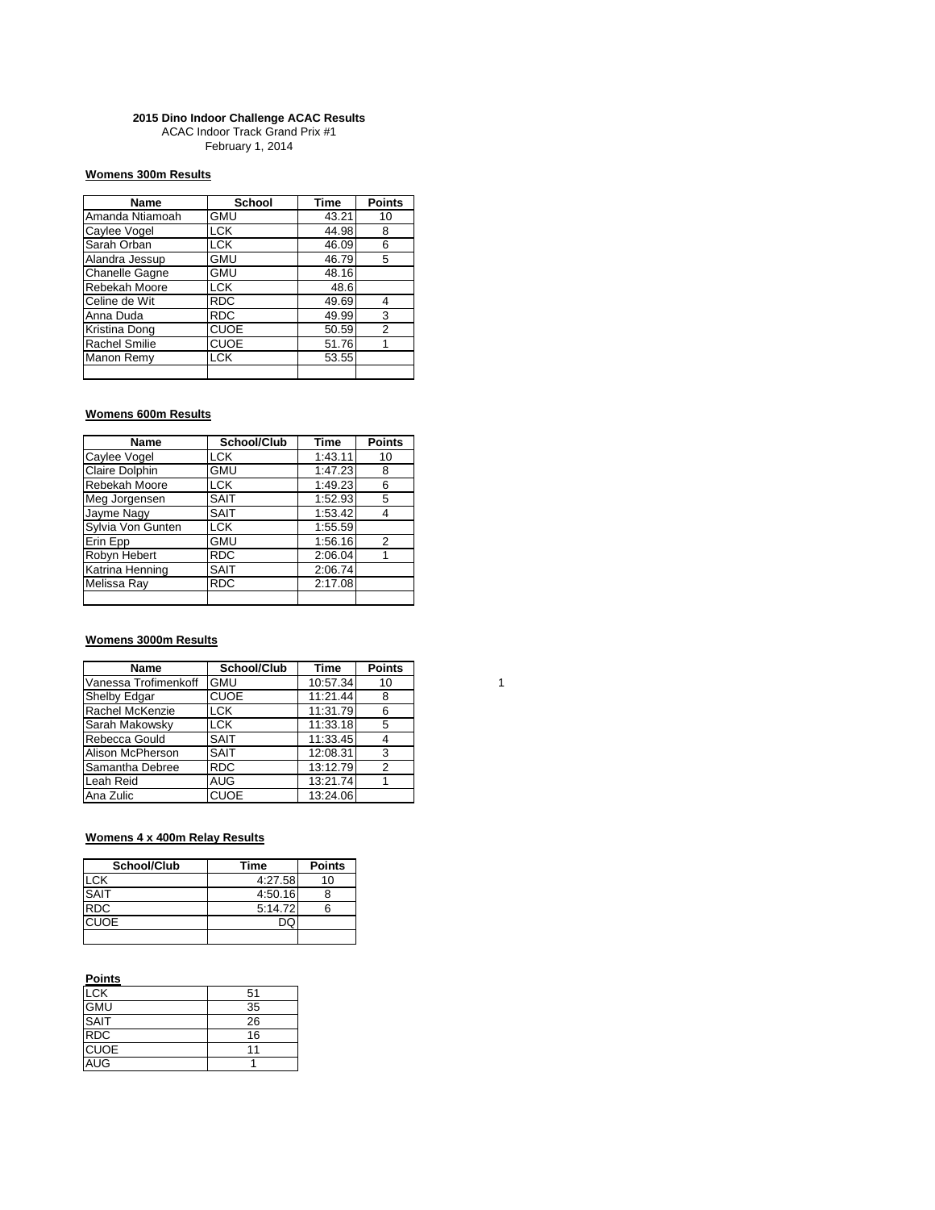**2015 Dino Indoor Challenge ACAC Results**
ACAC Indoor Track Grand Prix #1
February 1, 2014

**Womens 300m Results**

| Name | School | Time | Points |
|---|---|---|---|
| Amanda Ntiamoah | GMU | 43.21 | 10 |
| Caylee Vogel | LCK | 44.98 | 8 |
| Sarah Orban | LCK | 46.09 | 6 |
| Alandra Jessup | GMU | 46.79 | 5 |
| Chanelle Gagne | GMU | 48.16 | |
| Rebekah Moore | LCK | 48.6 | |
| Celine de Wit | RDC | 49.69 | 4 |
| Anna Duda | RDC | 49.99 | 3 |
| Kristina Dong | CUOE | 50.59 | 2 |
| Rachel Smilie | CUOE | 51.76 | 1 |
| Manon Remy | LCK | 53.55 | |
| | | | |

**Womens 600m Results**

| Name | School/Club | Time | Points |
|---|---|---|---|
| Caylee Vogel | LCK | 1:43.11 | 10 |
| Claire Dolphin | GMU | 1:47.23 | 8 |
| Rebekah Moore | LCK | 1:49.23 | 6 |
| Meg Jorgensen | SAIT | 1:52.93 | 5 |
| Jayme Nagy | SAIT | 1:53.42 | 4 |
| Sylvia Von Gunten | LCK | 1:55.59 | |
| Erin Epp | GMU | 1:56.16 | 2 |
| Robyn Hebert | RDC | 2:06.04 | 1 |
| Katrina Henning | SAIT | 2:06.74 | |
| Melissa Ray | RDC | 2:17.08 | |
| | | | |

**Womens 3000m Results**

| Name | School/Club | Time | Points | |
|---|---|---|---|---|
| Vanessa Trofimenkoff | GMU | 10:57.34 | 10 | 1 |
| Shelby Edgar | CUOE | 11:21.44 | 8 | |
| Rachel McKenzie | LCK | 11:31.79 | 6 | |
| Sarah Makowsky | LCK | 11:33.18 | 5 | |
| Rebecca Gould | SAIT | 11:33.45 | 4 | |
| Alison McPherson | SAIT | 12:08.31 | 3 | |
| Samantha Debree | RDC | 13:12.79 | 2 | |
| Leah Reid | AUG | 13:21.74 | 1 | |
| Ana Zulic | CUOE | 13:24.06 | | |

**Womens 4 x 400m Relay Results**

| School/Club | Time | Points |
|---|---|---|
| LCK | 4:27.58 | 10 |
| SAIT | 4:50.16 | 8 |
| RDC | 5:14.72 | 6 |
| CUOE | DQ | |
| | | |

**Points**

| | |
|---|---|
| LCK | 51 |
| GMU | 35 |
| SAIT | 26 |
| RDC | 16 |
| CUOE | 11 |
| AUG | 1 |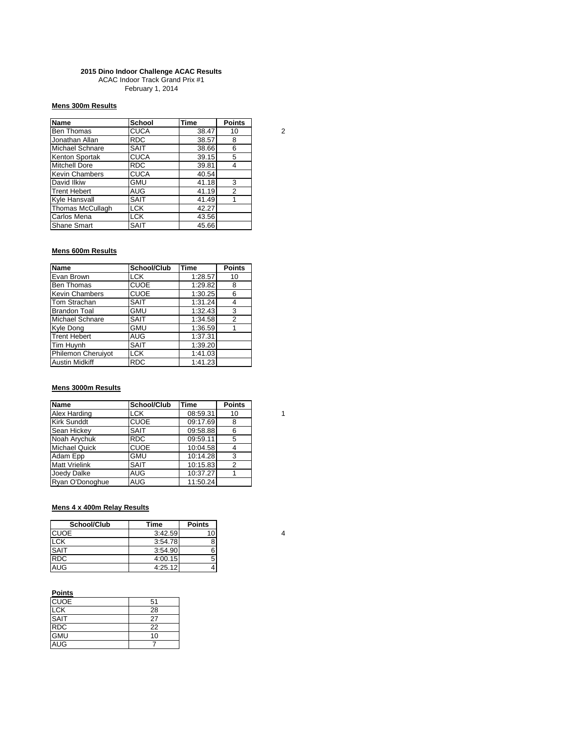**2015 Dino Indoor Challenge ACAC Results**
ACAC Indoor Track Grand Prix #1
February 1, 2014

**Mens 300m Results**

| Name | School | Time | Points |
|---|---|---|---|
| Ben Thomas | CUCA | 38.47 | 10 |
| Jonathan Allan | RDC | 38.57 | 8 |
| Michael Schnare | SAIT | 38.66 | 6 |
| Kenton Sportak | CUCA | 39.15 | 5 |
| Mitchell Dore | RDC | 39.81 | 4 |
| Kevin Chambers | CUCA | 40.54 | |
| David Ilkiw | GMU | 41.18 | 3 |
| Trent Hebert | AUG | 41.19 | 2 |
| Kyle Hansvall | SAIT | 41.49 | 1 |
| Thomas McCullagh | LCK | 42.27 | |
| Carlos Mena | LCK | 43.56 | |
| Shane Smart | SAIT | 45.66 | |

2

**Mens 600m Results**

| Name | School/Club | Time | Points |
|---|---|---|---|
| Evan Brown | LCK | 1:28.57 | 10 |
| Ben Thomas | CUOE | 1:29.82 | 8 |
| Kevin Chambers | CUOE | 1:30.25 | 6 |
| Tom Strachan | SAIT | 1:31.24 | 4 |
| Brandon Toal | GMU | 1:32.43 | 3 |
| Michael Schnare | SAIT | 1:34.58 | 2 |
| Kyle Dong | GMU | 1:36.59 | 1 |
| Trent Hebert | AUG | 1:37.31 | |
| Tim Huynh | SAIT | 1:39.20 | |
| Philemon Cheruiyot | LCK | 1:41.03 | |
| Austin Midkiff | RDC | 1:41.23 | |

**Mens 3000m Results**

| Name | School/Club | Time | Points |
|---|---|---|---|
| Alex Harding | LCK | 08:59.31 | 10 |
| Kirk Sunddt | CUOE | 09:17.69 | 8 |
| Sean Hickey | SAIT | 09:58.88 | 6 |
| Noah Arychuk | RDC | 09:59.11 | 5 |
| Michael Quick | CUOE | 10:04.58 | 4 |
| Adam Epp | GMU | 10:14.28 | 3 |
| Matt Vrielink | SAIT | 10:15.83 | 2 |
| Joedy Dalke | AUG | 10:37.27 | 1 |
| Ryan O'Donoghue | AUG | 11:50.24 | |

1

**Mens 4 x 400m Relay Results**

| School/Club | Time | Points |
|---|---|---|
| CUOE | 3:42.59 | 10 |
| LCK | 3:54.78 | 8 |
| SAIT | 3:54.90 | 6 |
| RDC | 4:00.15 | 5 |
| AUG | 4:25.12 | 4 |

4

**Points**

| | |
|---|---|
| CUOE | 51 |
| LCK | 28 |
| SAIT | 27 |
| RDC | 22 |
| GMU | 10 |
| AUG | 7 |